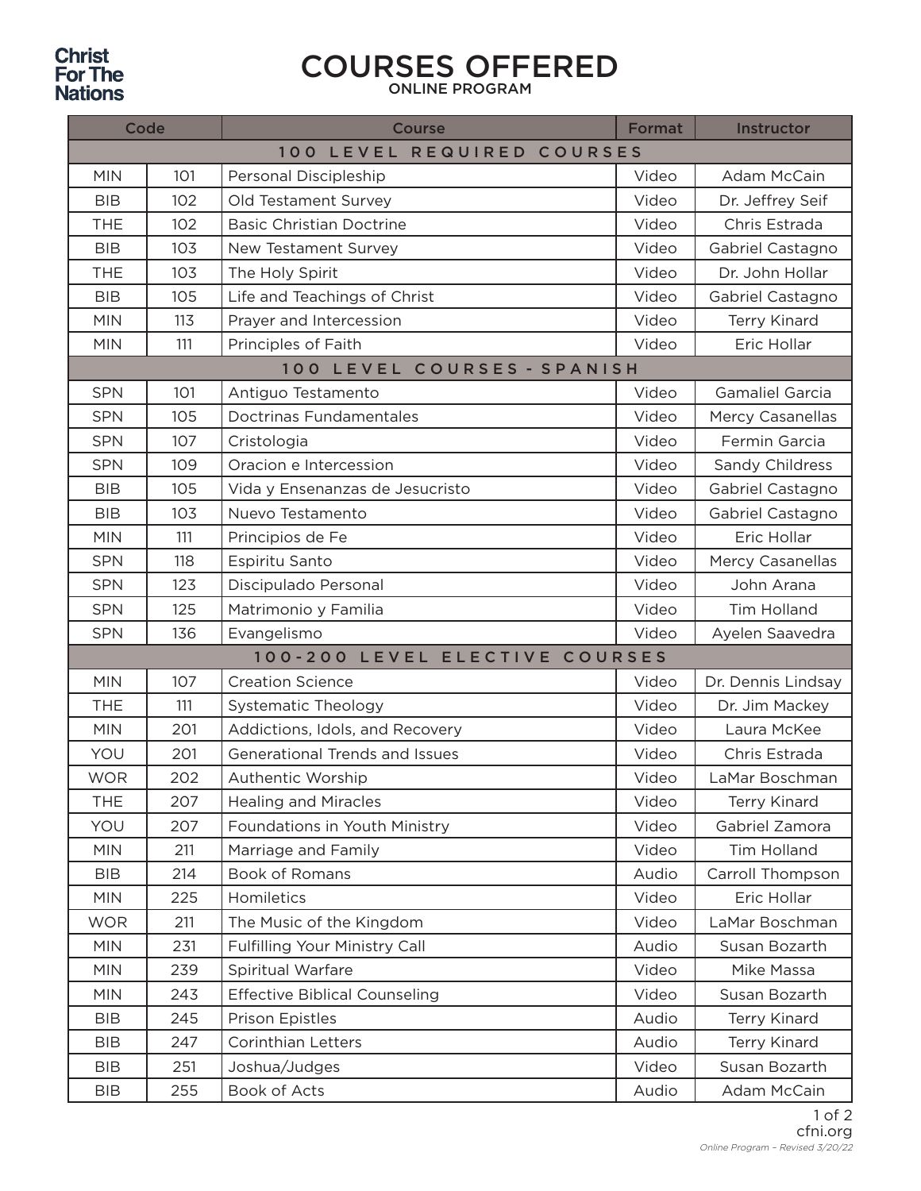Christ For The Nations

# COURSES OFFERED

## ONLINE PROGRAM

| Code | | Course | Format | Instructor |
|---|---|---|---|---|
| **100 LEVEL REQUIRED COURSES** | | | | |
| MIN | 101 | Personal Discipleship | Video | Adam McCain |
| BIB | 102 | Old Testament Survey | Video | Dr. Jeffrey Seif |
| THE | 102 | Basic Christian Doctrine | Video | Chris Estrada |
| BIB | 103 | New Testament Survey | Video | Gabriel Castagno |
| THE | 103 | The Holy Spirit | Video | Dr. John Hollar |
| BIB | 105 | Life and Teachings of Christ | Video | Gabriel Castagno |
| MIN | 113 | Prayer and Intercession | Video | Terry Kinard |
| MIN | 111 | Principles of Faith | Video | Eric Hollar |
| **100 LEVEL COURSES - SPANISH** | | | | |
| SPN | 101 | Antiguo Testamento | Video | Gamaliel Garcia |
| SPN | 105 | Doctrinas Fundamentales | Video | Mercy Casanellas |
| SPN | 107 | Cristologia | Video | Fermin Garcia |
| SPN | 109 | Oracion e Intercession | Video | Sandy Childress |
| BIB | 105 | Vida y Ensenanzas de Jesucristo | Video | Gabriel Castagno |
| BIB | 103 | Nuevo Testamento | Video | Gabriel Castagno |
| MIN | 111 | Principios de Fe | Video | Eric Hollar |
| SPN | 118 | Espiritu Santo | Video | Mercy Casanellas |
| SPN | 123 | Discipulado Personal | Video | John Arana |
| SPN | 125 | Matrimonio y Familia | Video | Tim Holland |
| SPN | 136 | Evangelismo | Video | Ayelen Saavedra |
| **100-200 LEVEL ELECTIVE COURSES** | | | | |
| MIN | 107 | Creation Science | Video | Dr. Dennis Lindsay |
| THE | 111 | Systematic Theology | Video | Dr. Jim Mackey |
| MIN | 201 | Addictions, Idols, and Recovery | Video | Laura McKee |
| YOU | 201 | Generational Trends and Issues | Video | Chris Estrada |
| WOR | 202 | Authentic Worship | Video | LaMar Boschman |
| THE | 207 | Healing and Miracles | Video | Terry Kinard |
| YOU | 207 | Foundations in Youth Ministry | Video | Gabriel Zamora |
| MIN | 211 | Marriage and Family | Video | Tim Holland |
| BIB | 214 | Book of Romans | Audio | Carroll Thompson |
| MIN | 225 | Homiletics | Video | Eric Hollar |
| WOR | 211 | The Music of the Kingdom | Video | LaMar Boschman |
| MIN | 231 | Fulfilling Your Ministry Call | Audio | Susan Bozarth |
| MIN | 239 | Spiritual Warfare | Video | Mike Massa |
| MIN | 243 | Effective Biblical Counseling | Video | Susan Bozarth |
| BIB | 245 | Prison Epistles | Audio | Terry Kinard |
| BIB | 247 | Corinthian Letters | Audio | Terry Kinard |
| BIB | 251 | Joshua/Judges | Video | Susan Bozarth |
| BIB | 255 | Book of Acts | Audio | Adam McCain |

cfni.org

*Online Program – Revised 3/20/22*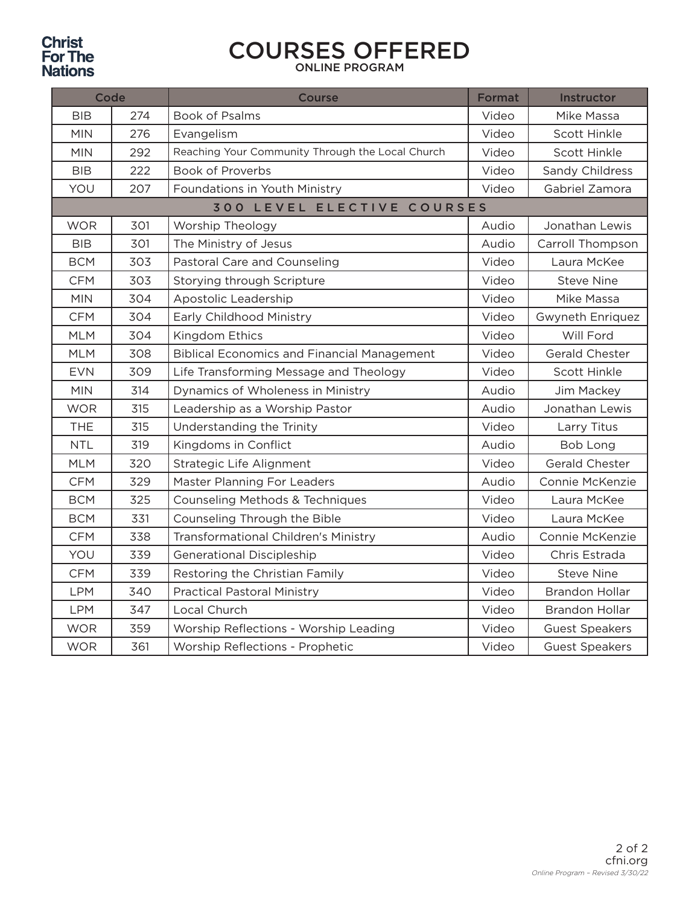Christ For The Nations

# COURSES OFFERED

ONLINE PROGRAM

| Code | | Course | Format | Instructor |
|---|---|---|---|---|
| BIB | 274 | Book of Psalms | Video | Mike Massa |
| MIN | 276 | Evangelism | Video | Scott Hinkle |
| MIN | 292 | Reaching Your Community Through the Local Church | Video | Scott Hinkle |
| BIB | 222 | Book of Proverbs | Video | Sandy Childress |
| YOU | 207 | Foundations in Youth Ministry | Video | Gabriel Zamora |
| 300 LEVEL ELECTIVE COURSES | | | | |
| WOR | 301 | Worship Theology | Audio | Jonathan Lewis |
| BIB | 301 | The Ministry of Jesus | Audio | Carroll Thompson |
| BCM | 303 | Pastoral Care and Counseling | Video | Laura McKee |
| CFM | 303 | Storying through Scripture | Video | Steve Nine |
| MIN | 304 | Apostolic Leadership | Video | Mike Massa |
| CFM | 304 | Early Childhood Ministry | Video | Gwyneth Enriquez |
| MLM | 304 | Kingdom Ethics | Video | Will Ford |
| MLM | 308 | Biblical Economics and Financial Management | Video | Gerald Chester |
| EVN | 309 | Life Transforming Message and Theology | Video | Scott Hinkle |
| MIN | 314 | Dynamics of Wholeness in Ministry | Audio | Jim Mackey |
| WOR | 315 | Leadership as a Worship Pastor | Audio | Jonathan Lewis |
| THE | 315 | Understanding the Trinity | Video | Larry Titus |
| NTL | 319 | Kingdoms in Conflict | Audio | Bob Long |
| MLM | 320 | Strategic Life Alignment | Video | Gerald Chester |
| CFM | 329 | Master Planning For Leaders | Audio | Connie McKenzie |
| BCM | 325 | Counseling Methods & Techniques | Video | Laura McKee |
| BCM | 331 | Counseling Through the Bible | Video | Laura McKee |
| CFM | 338 | Transformational Children's Ministry | Audio | Connie McKenzie |
| YOU | 339 | Generational Discipleship | Video | Chris Estrada |
| CFM | 339 | Restoring the Christian Family | Video | Steve Nine |
| LPM | 340 | Practical Pastoral Ministry | Video | Brandon Hollar |
| LPM | 347 | Local Church | Video | Brandon Hollar |
| WOR | 359 | Worship Reflections - Worship Leading | Video | Guest Speakers |
| WOR | 361 | Worship Reflections - Prophetic | Video | Guest Speakers |

cfni.org

*Online Program – Revised 3/30/22*